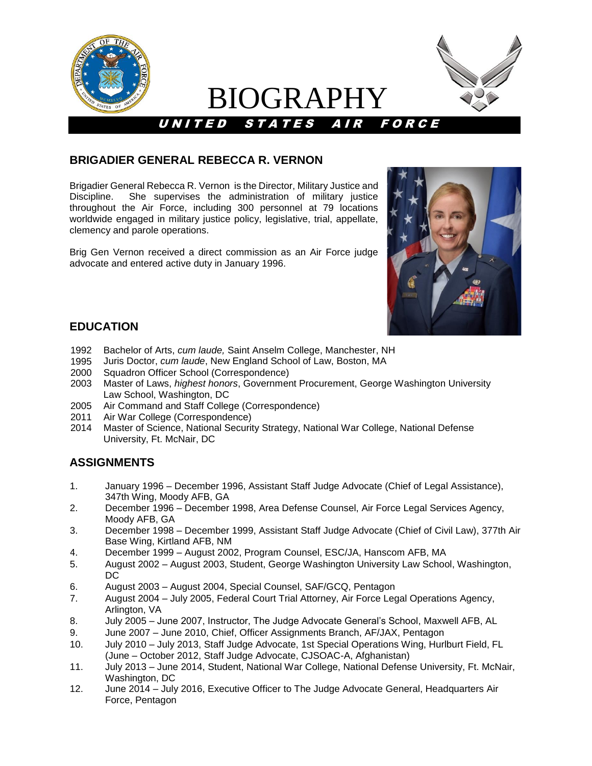# BIOGRAPHY

**UNITED STATES AIR FORCE**

## BRIGADIER GENERAL REBECCA R. VERNON

Brigadier General Rebecca R. Vernon is the Director, Military Justice and Discipline. She supervises the administration of military justice throughout the Air Force, including 300 personnel at 79 locations worldwide engaged in military justice policy, legislative, trial, appellate, clemency and parole operations.

Brig Gen Vernon received a direct commission as an Air Force judge advocate and entered active duty in January 1996.

## EDUCATION

1992 Bachelor of Arts, *cum laude,* Saint Anselm College, Manchester, NH
1995 Juris Doctor, *cum laude*, New England School of Law, Boston, MA
2000 Squadron Officer School (Correspondence)
2003 Master of Laws, *highest honors*, Government Procurement, George Washington University Law School, Washington, DC
2005 Air Command and Staff College (Correspondence)
2011 Air War College (Correspondence)
2014 Master of Science, National Security Strategy, National War College, National Defense University, Ft. McNair, DC

## ASSIGNMENTS

1. January 1996 – December 1996, Assistant Staff Judge Advocate (Chief of Legal Assistance), 347th Wing, Moody AFB, GA
2. December 1996 – December 1998, Area Defense Counsel, Air Force Legal Services Agency, Moody AFB, GA
3. December 1998 – December 1999, Assistant Staff Judge Advocate (Chief of Civil Law), 377th Air Base Wing, Kirtland AFB, NM
4. December 1999 – August 2002, Program Counsel, ESC/JA, Hanscom AFB, MA
5. August 2002 – August 2003, Student, George Washington University Law School, Washington, DC
6. August 2003 – August 2004, Special Counsel, SAF/GCQ, Pentagon
7. August 2004 – July 2005, Federal Court Trial Attorney, Air Force Legal Operations Agency, Arlington, VA
8. July 2005 – June 2007, Instructor, The Judge Advocate General's School, Maxwell AFB, AL
9. June 2007 – June 2010, Chief, Officer Assignments Branch, AF/JAX, Pentagon
10. July 2010 – July 2013, Staff Judge Advocate, 1st Special Operations Wing, Hurlbert Field, FL (June – October 2012, Staff Judge Advocate, CJSOAC-A, Afghanistan)
11. July 2013 – June 2014, Student, National War College, National Defense University, Ft. McNair, Washington, DC
12. June 2014 – July 2016, Executive Officer to The Judge Advocate General, Headquarters Air Force, Pentagon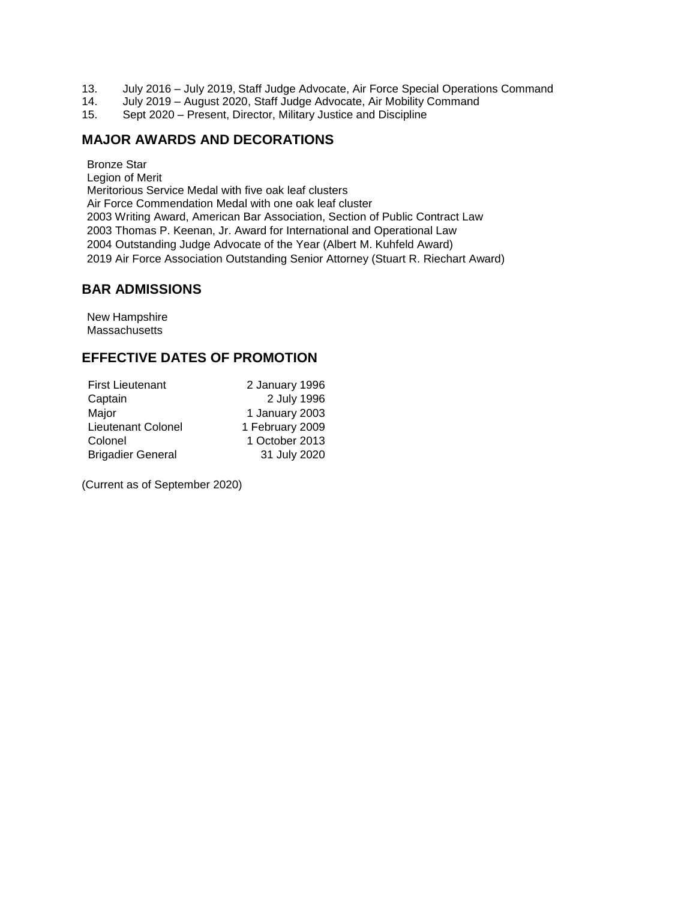13. July 2016 – July 2019, Staff Judge Advocate, Air Force Special Operations Command
14. July 2019 – August 2020, Staff Judge Advocate, Air Mobility Command
15. Sept 2020 – Present, Director, Military Justice and Discipline

## MAJOR AWARDS AND DECORATIONS

Bronze Star
Legion of Merit
Meritorious Service Medal with five oak leaf clusters
Air Force Commendation Medal with one oak leaf cluster
2003 Writing Award, American Bar Association, Section of Public Contract Law
2003 Thomas P. Keenan, Jr. Award for International and Operational Law
2004 Outstanding Judge Advocate of the Year (Albert M. Kuhfeld Award)
2019 Air Force Association Outstanding Senior Attorney (Stuart R. Riechart Award)

## BAR ADMISSIONS

New Hampshire
Massachusetts

## EFFECTIVE DATES OF PROMOTION

| | |
|---|---|
| First Lieutenant | 2 January 1996 |
| Captain | 2 July 1996 |
| Major | 1 January 2003 |
| Lieutenant Colonel | 1 February 2009 |
| Colonel | 1 October 2013 |
| Brigadier General | 31 July 2020 |

(Current as of September 2020)